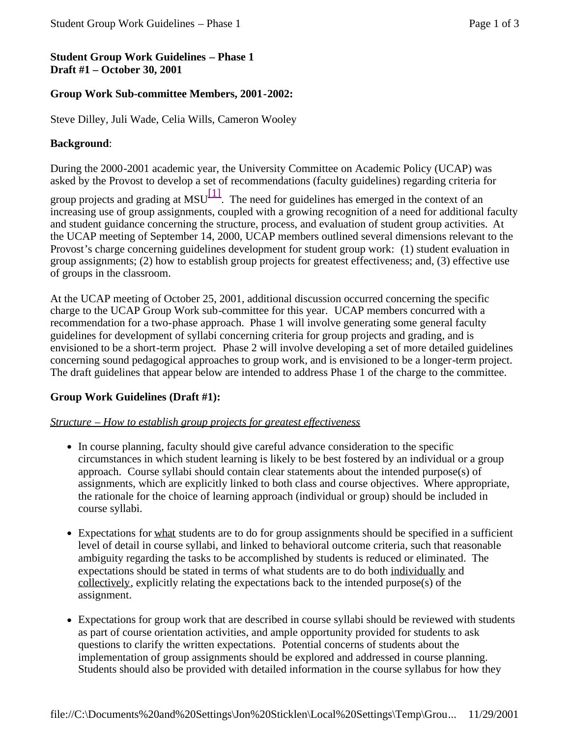**Student Group Work Guidelines – Phase 1**
**Draft #1 – October 30, 2001**

**Group Work Sub-committee Members, 2001-2002:**

Steve Dilley, Juli Wade, Celia Wills, Cameron Wooley

**Background**:

During the 2000-2001 academic year, the University Committee on Academic Policy (UCAP) was asked by the Provost to develop a set of recommendations (faculty guidelines) regarding criteria for group projects and grading at MSU[1]. The need for guidelines has emerged in the context of an increasing use of group assignments, coupled with a growing recognition of a need for additional faculty and student guidance concerning the structure, process, and evaluation of student group activities. At the UCAP meeting of September 14, 2000, UCAP members outlined several dimensions relevant to the Provost's charge concerning guidelines development for student group work: (1) student evaluation in group assignments; (2) how to establish group projects for greatest effectiveness; and, (3) effective use of groups in the classroom.

At the UCAP meeting of October 25, 2001, additional discussion occurred concerning the specific charge to the UCAP Group Work sub-committee for this year. UCAP members concurred with a recommendation for a two-phase approach. Phase 1 will involve generating some general faculty guidelines for development of syllabi concerning criteria for group projects and grading, and is envisioned to be a short-term project. Phase 2 will involve developing a set of more detailed guidelines concerning sound pedagogical approaches to group work, and is envisioned to be a longer-term project. The draft guidelines that appear below are intended to address Phase 1 of the charge to the committee.

**Group Work Guidelines (Draft #1):**

*Structure – How to establish group projects for greatest effectiveness*

- In course planning, faculty should give careful advance consideration to the specific circumstances in which student learning is likely to be best fostered by an individual or a group approach. Course syllabi should contain clear statements about the intended purpose(s) of assignments, which are explicitly linked to both class and course objectives. Where appropriate, the rationale for the choice of learning approach (individual or group) should be included in course syllabi.

- Expectations for what students are to do for group assignments should be specified in a sufficient level of detail in course syllabi, and linked to behavioral outcome criteria, such that reasonable ambiguity regarding the tasks to be accomplished by students is reduced or eliminated. The expectations should be stated in terms of what students are to do both individually and collectively, explicitly relating the expectations back to the intended purpose(s) of the assignment.

- Expectations for group work that are described in course syllabi should be reviewed with students as part of course orientation activities, and ample opportunity provided for students to ask questions to clarify the written expectations. Potential concerns of students about the implementation of group assignments should be explored and addressed in course planning. Students should also be provided with detailed information in the course syllabus for how they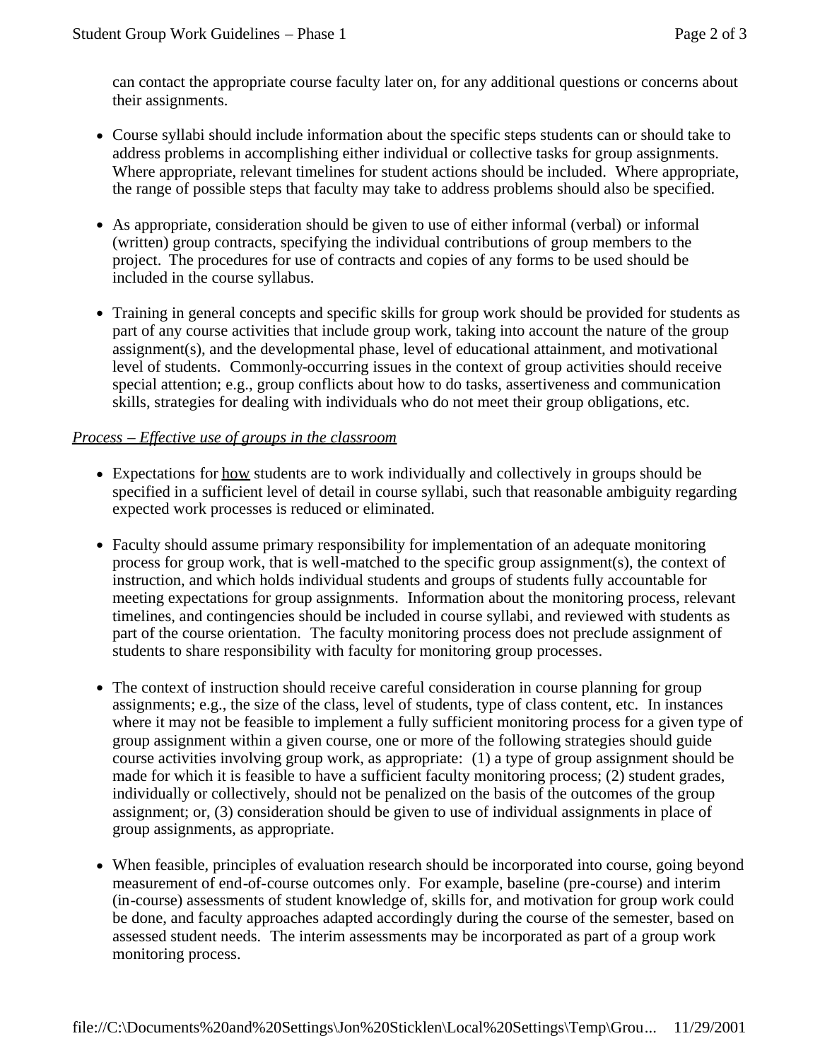can contact the appropriate course faculty later on, for any additional questions or concerns about their assignments.

- Course syllabi should include information about the specific steps students can or should take to address problems in accomplishing either individual or collective tasks for group assignments. Where appropriate, relevant timelines for student actions should be included. Where appropriate, the range of possible steps that faculty may take to address problems should also be specified.

- As appropriate, consideration should be given to use of either informal (verbal) or informal (written) group contracts, specifying the individual contributions of group members to the project. The procedures for use of contracts and copies of any forms to be used should be included in the course syllabus.

- Training in general concepts and specific skills for group work should be provided for students as part of any course activities that include group work, taking into account the nature of the group assignment(s), and the developmental phase, level of educational attainment, and motivational level of students. Commonly-occurring issues in the context of group activities should receive special attention; e.g., group conflicts about how to do tasks, assertiveness and communication skills, strategies for dealing with individuals who do not meet their group obligations, etc.

*Process – Effective use of groups in the classroom*

- Expectations for how students are to work individually and collectively in groups should be specified in a sufficient level of detail in course syllabi, such that reasonable ambiguity regarding expected work processes is reduced or eliminated.

- Faculty should assume primary responsibility for implementation of an adequate monitoring process for group work, that is well-matched to the specific group assignment(s), the context of instruction, and which holds individual students and groups of students fully accountable for meeting expectations for group assignments. Information about the monitoring process, relevant timelines, and contingencies should be included in course syllabi, and reviewed with students as part of the course orientation. The faculty monitoring process does not preclude assignment of students to share responsibility with faculty for monitoring group processes.

- The context of instruction should receive careful consideration in course planning for group assignments; e.g., the size of the class, level of students, type of class content, etc. In instances where it may not be feasible to implement a fully sufficient monitoring process for a given type of group assignment within a given course, one or more of the following strategies should guide course activities involving group work, as appropriate: (1) a type of group assignment should be made for which it is feasible to have a sufficient faculty monitoring process; (2) student grades, individually or collectively, should not be penalized on the basis of the outcomes of the group assignment; or, (3) consideration should be given to use of individual assignments in place of group assignments, as appropriate.

- When feasible, principles of evaluation research should be incorporated into course, going beyond measurement of end-of-course outcomes only. For example, baseline (pre-course) and interim (in-course) assessments of student knowledge of, skills for, and motivation for group work could be done, and faculty approaches adapted accordingly during the course of the semester, based on assessed student needs. The interim assessments may be incorporated as part of a group work monitoring process.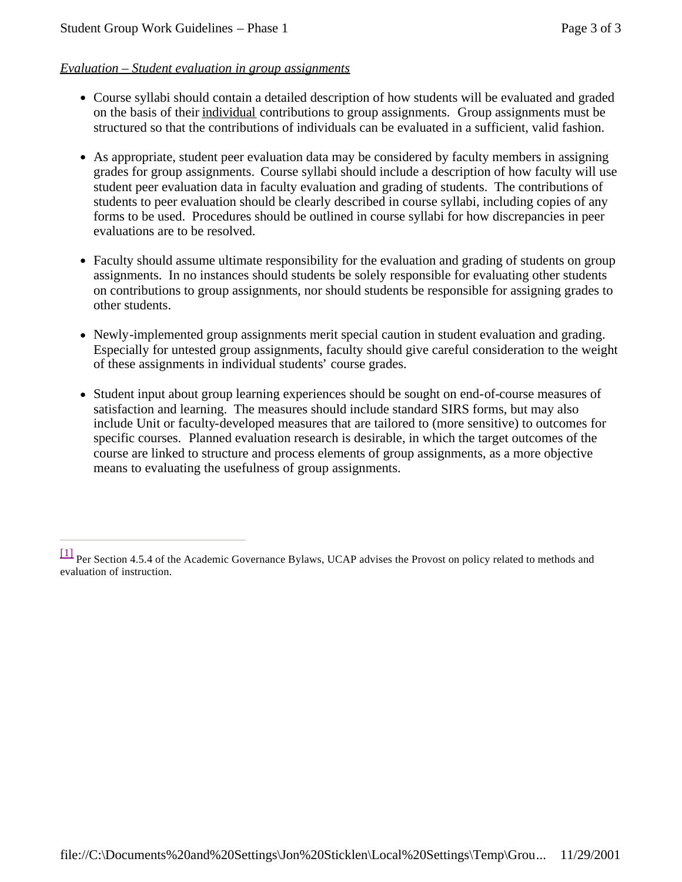*Evaluation – Student evaluation in group assignments*

- Course syllabi should contain a detailed description of how students will be evaluated and graded on the basis of their individual contributions to group assignments. Group assignments must be structured so that the contributions of individuals can be evaluated in a sufficient, valid fashion.

- As appropriate, student peer evaluation data may be considered by faculty members in assigning grades for group assignments. Course syllabi should include a description of how faculty will use student peer evaluation data in faculty evaluation and grading of students. The contributions of students to peer evaluation should be clearly described in course syllabi, including copies of any forms to be used. Procedures should be outlined in course syllabi for how discrepancies in peer evaluations are to be resolved.

- Faculty should assume ultimate responsibility for the evaluation and grading of students on group assignments. In no instances should students be solely responsible for evaluating other students on contributions to group assignments, nor should students be responsible for assigning grades to other students.

- Newly-implemented group assignments merit special caution in student evaluation and grading. Especially for untested group assignments, faculty should give careful consideration to the weight of these assignments in individual students' course grades.

- Student input about group learning experiences should be sought on end-of-course measures of satisfaction and learning. The measures should include standard SIRS forms, but may also include Unit or faculty-developed measures that are tailored to (more sensitive) to outcomes for specific courses. Planned evaluation research is desirable, in which the target outcomes of the course are linked to structure and process elements of group assignments, as a more objective means to evaluating the usefulness of group assignments.

---

[1] Per Section 4.5.4 of the Academic Governance Bylaws, UCAP advises the Provost on policy related to methods and evaluation of instruction.